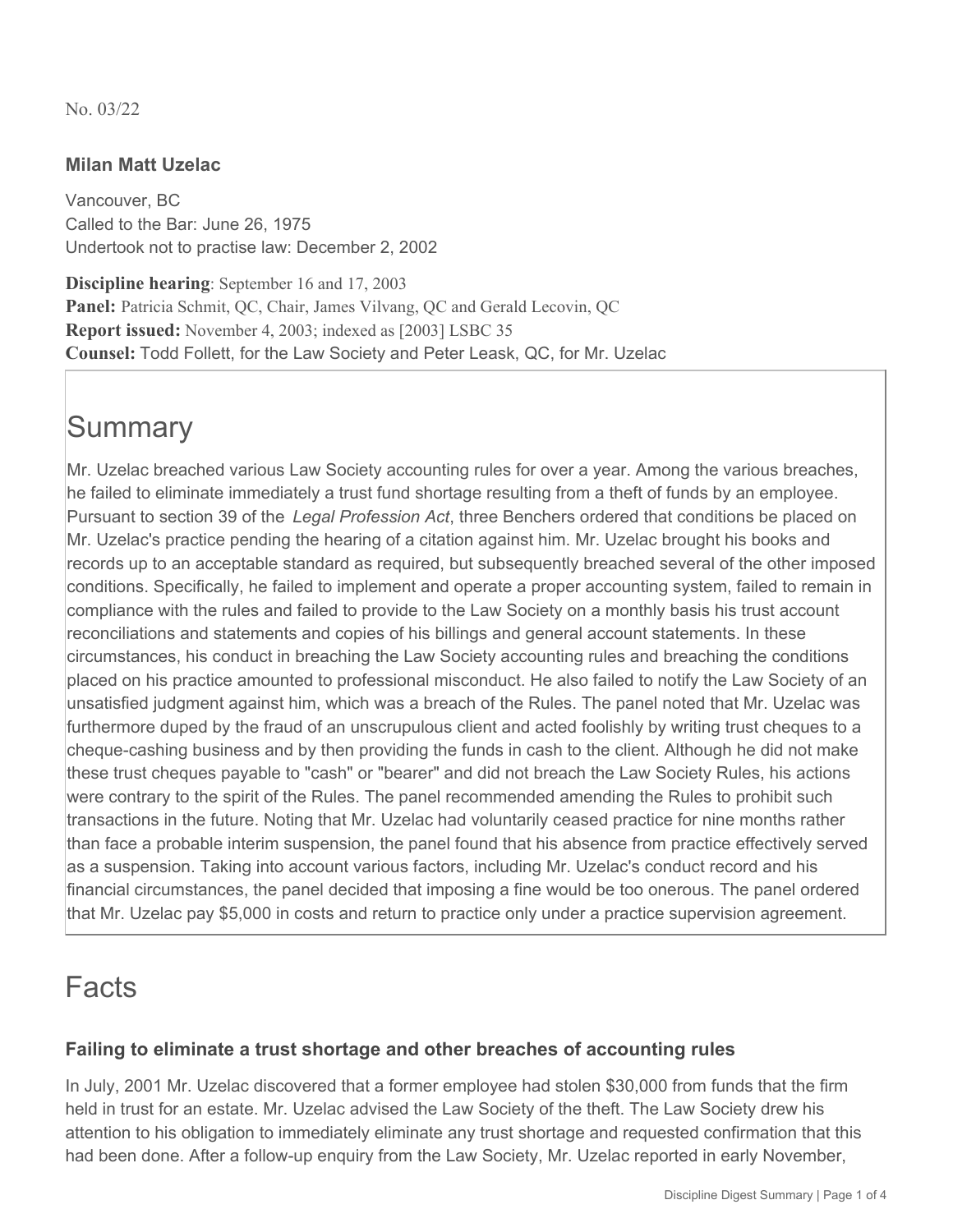No. 03/22

### Milan Matt Uzelac

Vancouver, BC
Called to the Bar: June 26, 1975
Undertook not to practise law: December 2, 2002

**Discipline hearing**: September 16 and 17, 2003
**Panel:** Patricia Schmit, QC, Chair, James Vilvang, QC and Gerald Lecovin, QC
**Report issued:** November 4, 2003; indexed as [2003] LSBC 35
**Counsel:** Todd Follett, for the Law Society and Peter Leask, QC, for Mr. Uzelac

# Summary

Mr. Uzelac breached various Law Society accounting rules for over a year. Among the various breaches, he failed to eliminate immediately a trust fund shortage resulting from a theft of funds by an employee. Pursuant to section 39 of the *Legal Profession Act*, three Benchers ordered that conditions be placed on Mr. Uzelac's practice pending the hearing of a citation against him. Mr. Uzelac brought his books and records up to an acceptable standard as required, but subsequently breached several of the other imposed conditions. Specifically, he failed to implement and operate a proper accounting system, failed to remain in compliance with the rules and failed to provide to the Law Society on a monthly basis his trust account reconciliations and statements and copies of his billings and general account statements. In these circumstances, his conduct in breaching the Law Society accounting rules and breaching the conditions placed on his practice amounted to professional misconduct. He also failed to notify the Law Society of an unsatisfied judgment against him, which was a breach of the Rules. The panel noted that Mr. Uzelac was furthermore duped by the fraud of an unscrupulous client and acted foolishly by writing trust cheques to a cheque-cashing business and by then providing the funds in cash to the client. Although he did not make these trust cheques payable to "cash" or "bearer" and did not breach the Law Society Rules, his actions were contrary to the spirit of the Rules. The panel recommended amending the Rules to prohibit such transactions in the future. Noting that Mr. Uzelac had voluntarily ceased practice for nine months rather than face a probable interim suspension, the panel found that his absence from practice effectively served as a suspension. Taking into account various factors, including Mr. Uzelac's conduct record and his financial circumstances, the panel decided that imposing a fine would be too onerous. The panel ordered that Mr. Uzelac pay $5,000 in costs and return to practice only under a practice supervision agreement.

# Facts

### Failing to eliminate a trust shortage and other breaches of accounting rules

In July, 2001 Mr. Uzelac discovered that a former employee had stolen $30,000 from funds that the firm held in trust for an estate. Mr. Uzelac advised the Law Society of the theft. The Law Society drew his attention to his obligation to immediately eliminate any trust shortage and requested confirmation that this had been done. After a follow-up enquiry from the Law Society, Mr. Uzelac reported in early November,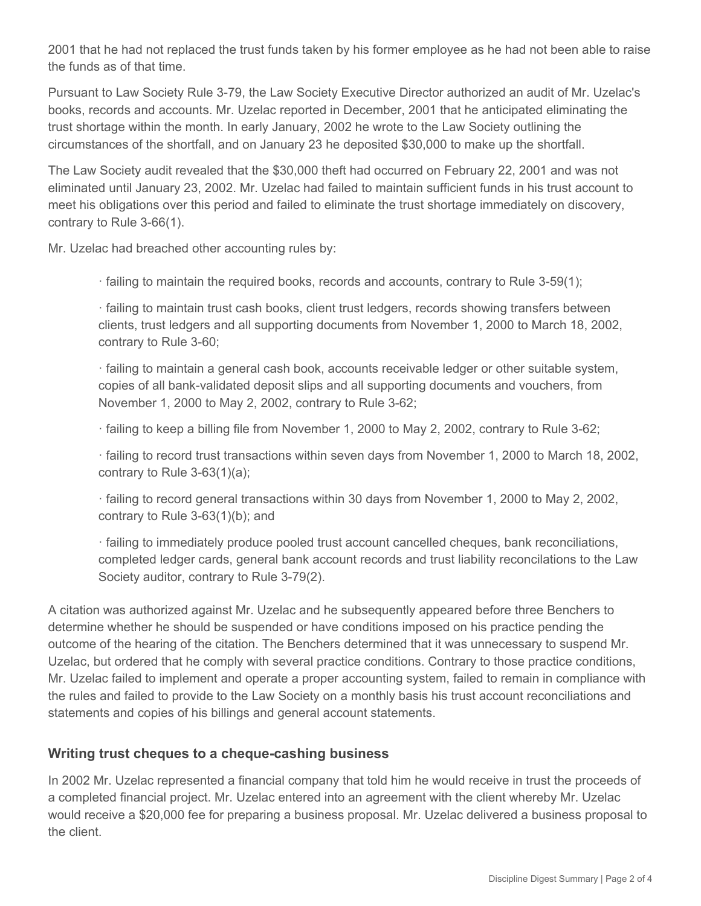2001 that he had not replaced the trust funds taken by his former employee as he had not been able to raise the funds as of that time.

Pursuant to Law Society Rule 3-79, the Law Society Executive Director authorized an audit of Mr. Uzelac's books, records and accounts. Mr. Uzelac reported in December, 2001 that he anticipated eliminating the trust shortage within the month. In early January, 2002 he wrote to the Law Society outlining the circumstances of the shortfall, and on January 23 he deposited $30,000 to make up the shortfall.

The Law Society audit revealed that the $30,000 theft had occurred on February 22, 2001 and was not eliminated until January 23, 2002. Mr. Uzelac had failed to maintain sufficient funds in his trust account to meet his obligations over this period and failed to eliminate the trust shortage immediately on discovery, contrary to Rule 3-66(1).

Mr. Uzelac had breached other accounting rules by:

- failing to maintain the required books, records and accounts, contrary to Rule 3-59(1);
- failing to maintain trust cash books, client trust ledgers, records showing transfers between clients, trust ledgers and all supporting documents from November 1, 2000 to March 18, 2002, contrary to Rule 3-60;
- failing to maintain a general cash book, accounts receivable ledger or other suitable system, copies of all bank-validated deposit slips and all supporting documents and vouchers, from November 1, 2000 to May 2, 2002, contrary to Rule 3-62;
- failing to keep a billing file from November 1, 2000 to May 2, 2002, contrary to Rule 3-62;
- failing to record trust transactions within seven days from November 1, 2000 to March 18, 2002, contrary to Rule 3-63(1)(a);
- failing to record general transactions within 30 days from November 1, 2000 to May 2, 2002, contrary to Rule 3-63(1)(b); and
- failing to immediately produce pooled trust account cancelled cheques, bank reconciliations, completed ledger cards, general bank account records and trust liability reconcilations to the Law Society auditor, contrary to Rule 3-79(2).

A citation was authorized against Mr. Uzelac and he subsequently appeared before three Benchers to determine whether he should be suspended or have conditions imposed on his practice pending the outcome of the hearing of the citation. The Benchers determined that it was unnecessary to suspend Mr. Uzelac, but ordered that he comply with several practice conditions. Contrary to those practice conditions, Mr. Uzelac failed to implement and operate a proper accounting system, failed to remain in compliance with the rules and failed to provide to the Law Society on a monthly basis his trust account reconciliations and statements and copies of his billings and general account statements.

### Writing trust cheques to a cheque-cashing business

In 2002 Mr. Uzelac represented a financial company that told him he would receive in trust the proceeds of a completed financial project. Mr. Uzelac entered into an agreement with the client whereby Mr. Uzelac would receive a $20,000 fee for preparing a business proposal. Mr. Uzelac delivered a business proposal to the client.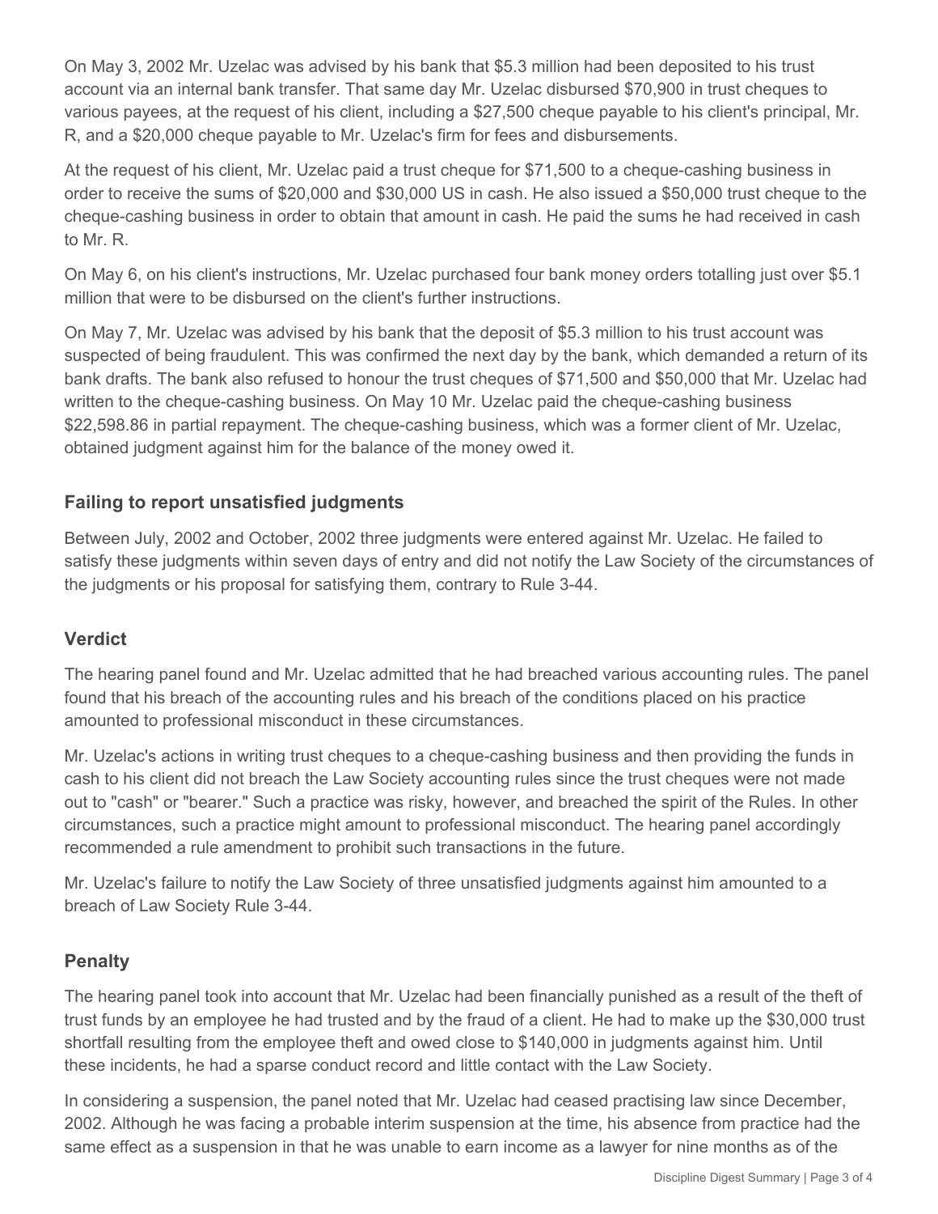On May 3, 2002 Mr. Uzelac was advised by his bank that $5.3 million had been deposited to his trust account via an internal bank transfer. That same day Mr. Uzelac disbursed $70,900 in trust cheques to various payees, at the request of his client, including a $27,500 cheque payable to his client's principal, Mr. R, and a $20,000 cheque payable to Mr. Uzelac's firm for fees and disbursements.

At the request of his client, Mr. Uzelac paid a trust cheque for $71,500 to a cheque-cashing business in order to receive the sums of $20,000 and $30,000 US in cash. He also issued a $50,000 trust cheque to the cheque-cashing business in order to obtain that amount in cash. He paid the sums he had received in cash to Mr. R.

On May 6, on his client's instructions, Mr. Uzelac purchased four bank money orders totalling just over $5.1 million that were to be disbursed on the client's further instructions.

On May 7, Mr. Uzelac was advised by his bank that the deposit of $5.3 million to his trust account was suspected of being fraudulent. This was confirmed the next day by the bank, which demanded a return of its bank drafts. The bank also refused to honour the trust cheques of $71,500 and $50,000 that Mr. Uzelac had written to the cheque-cashing business. On May 10 Mr. Uzelac paid the cheque-cashing business $22,598.86 in partial repayment. The cheque-cashing business, which was a former client of Mr. Uzelac, obtained judgment against him for the balance of the money owed it.

### Failing to report unsatisfied judgments

Between July, 2002 and October, 2002 three judgments were entered against Mr. Uzelac. He failed to satisfy these judgments within seven days of entry and did not notify the Law Society of the circumstances of the judgments or his proposal for satisfying them, contrary to Rule 3-44.

### Verdict

The hearing panel found and Mr. Uzelac admitted that he had breached various accounting rules. The panel found that his breach of the accounting rules and his breach of the conditions placed on his practice amounted to professional misconduct in these circumstances.

Mr. Uzelac's actions in writing trust cheques to a cheque-cashing business and then providing the funds in cash to his client did not breach the Law Society accounting rules since the trust cheques were not made out to "cash" or "bearer." Such a practice was risky, however, and breached the spirit of the Rules. In other circumstances, such a practice might amount to professional misconduct. The hearing panel accordingly recommended a rule amendment to prohibit such transactions in the future.

Mr. Uzelac's failure to notify the Law Society of three unsatisfied judgments against him amounted to a breach of Law Society Rule 3-44.

### Penalty

The hearing panel took into account that Mr. Uzelac had been financially punished as a result of the theft of trust funds by an employee he had trusted and by the fraud of a client. He had to make up the $30,000 trust shortfall resulting from the employee theft and owed close to $140,000 in judgments against him. Until these incidents, he had a sparse conduct record and little contact with the Law Society.

In considering a suspension, the panel noted that Mr. Uzelac had ceased practising law since December, 2002. Although he was facing a probable interim suspension at the time, his absence from practice had the same effect as a suspension in that he was unable to earn income as a lawyer for nine months as of the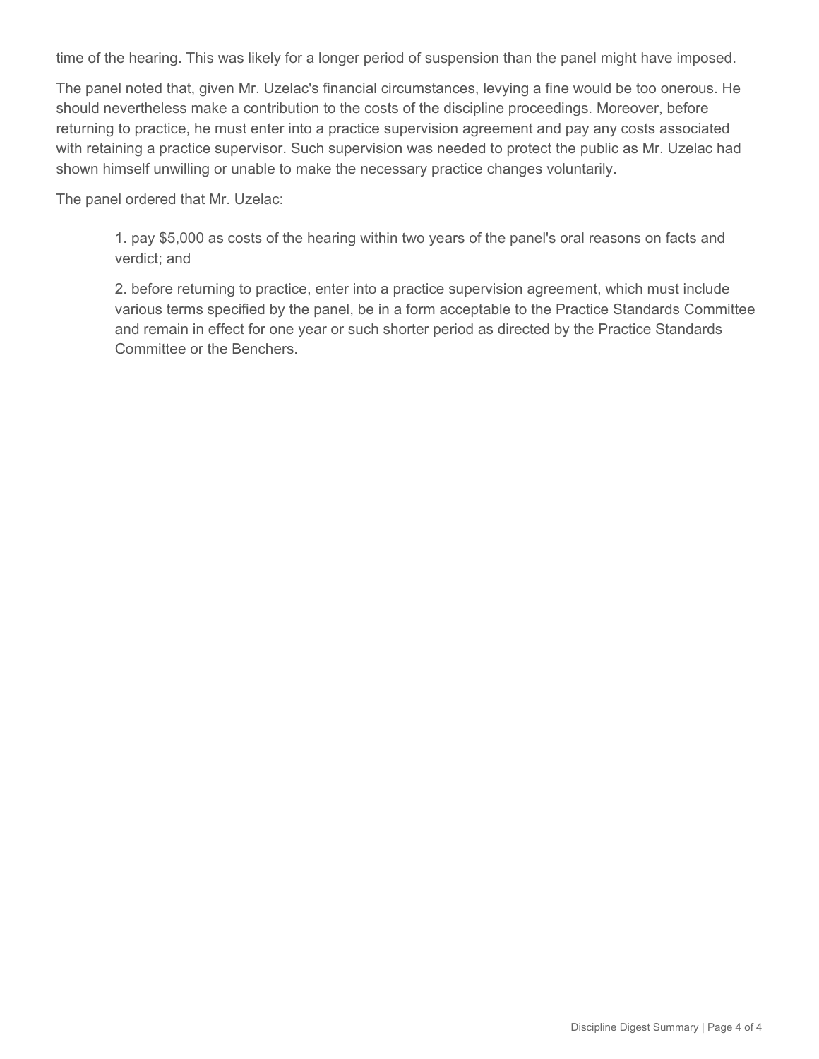time of the hearing. This was likely for a longer period of suspension than the panel might have imposed.

The panel noted that, given Mr. Uzelac's financial circumstances, levying a fine would be too onerous. He should nevertheless make a contribution to the costs of the discipline proceedings. Moreover, before returning to practice, he must enter into a practice supervision agreement and pay any costs associated with retaining a practice supervisor. Such supervision was needed to protect the public as Mr. Uzelac had shown himself unwilling or unable to make the necessary practice changes voluntarily.

The panel ordered that Mr. Uzelac:

> 1. pay $5,000 as costs of the hearing within two years of the panel's oral reasons on facts and verdict; and
>
> 2. before returning to practice, enter into a practice supervision agreement, which must include various terms specified by the panel, be in a form acceptable to the Practice Standards Committee and remain in effect for one year or such shorter period as directed by the Practice Standards Committee or the Benchers.